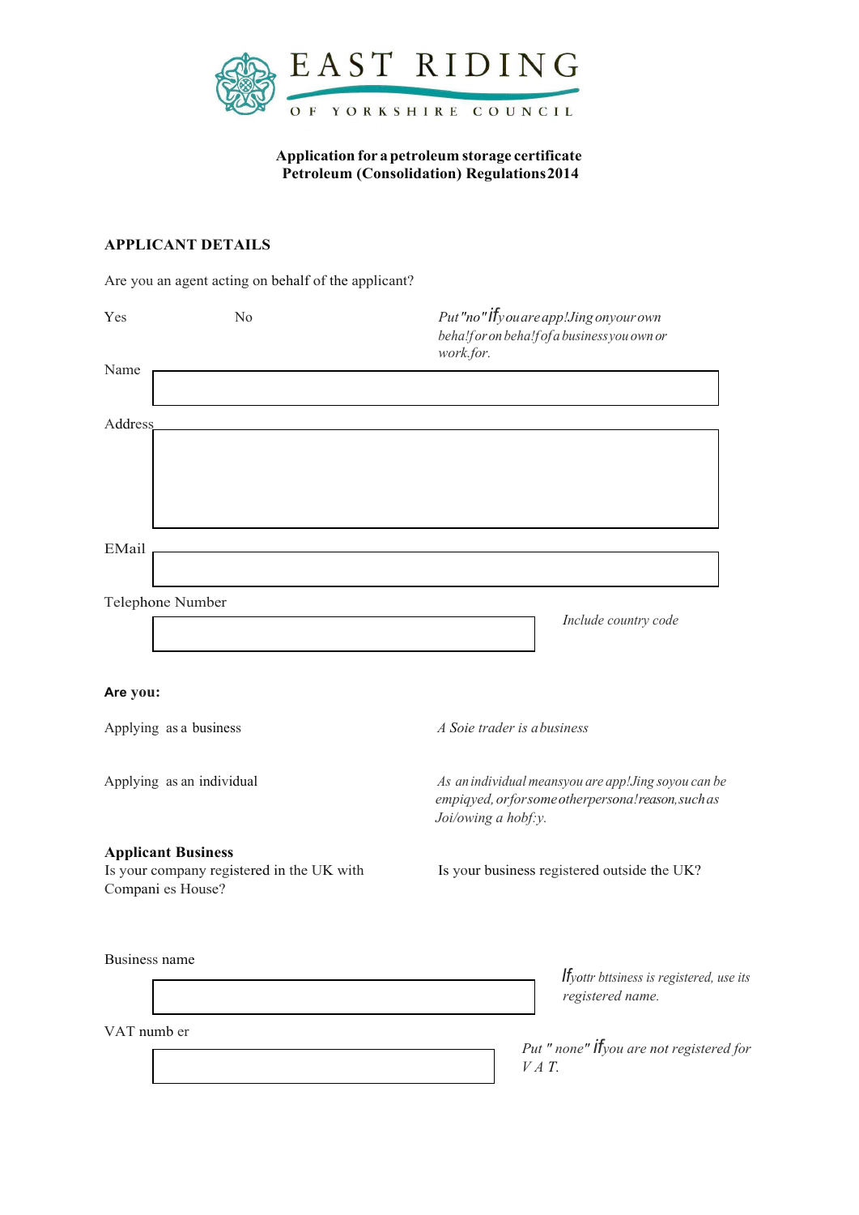EAST RIDING OF YORKSHIRE COUNCIL

**Application for a petroleum storage certificate**
**Petroleum (Consolidation) Regulations 2014**

## APPLICANT DETAILS

Are you an agent acting on behalf of the applicant?

Yes No

*Put "no" if you are app!Jing on your own beha!f or on beha!f of a business you own or work.for.*

Name

Address

EMail

Telephone Number

*Include country code*

**Are you:**

Applying as a business

*A Soie trader is a business*

Applying as an individual

*As an individual means you are app!Jing so you can be empiqyed, or for some other persona! reason, such as Joi/owing a hobf:y.*

**Applicant Business**

Is your company registered in the UK with Compani es House?

Is your business registered outside the UK?

Business name

*If yottr bttsiness is registered, use its registered name.*

VAT numb er

*Put " none" if you are not registered for V A T.*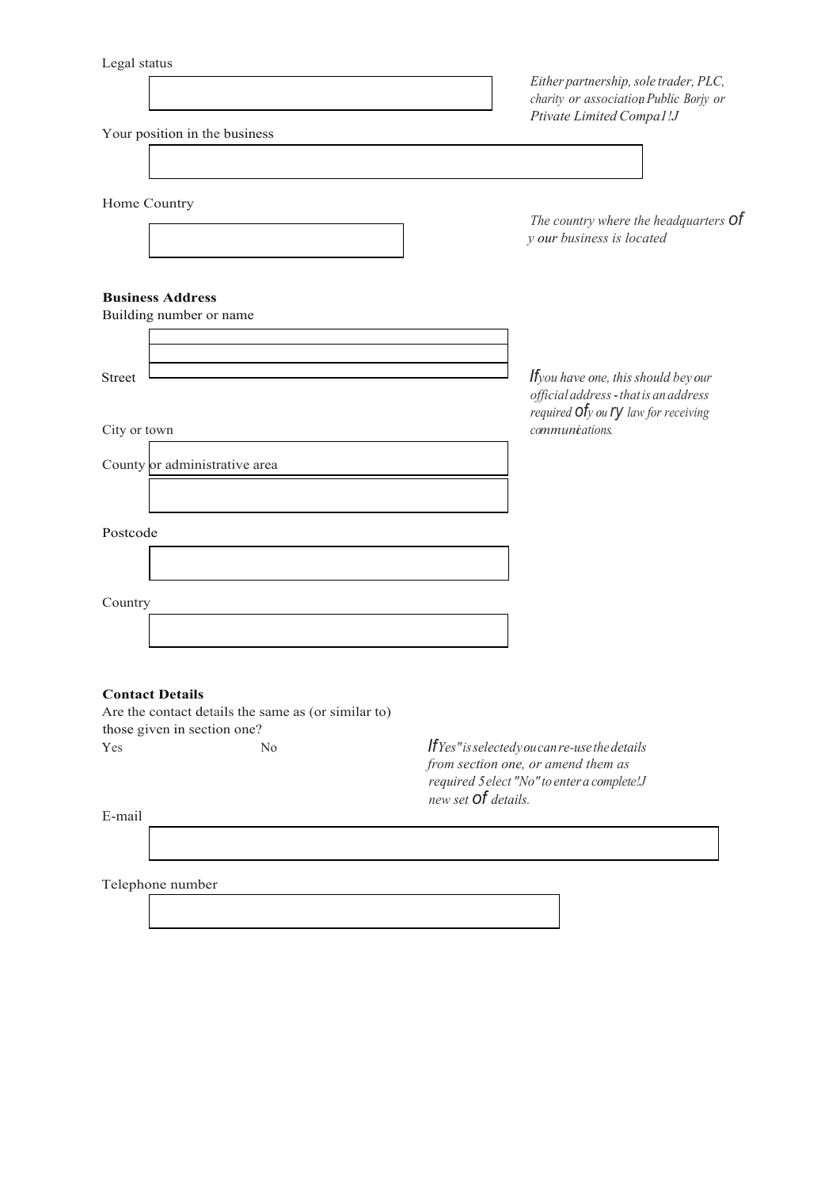Legal status

*Either partnership, sole trader, PLC, charity or association; Public Borjy or Ptivate Limited Compa1!J*

Your position in the business

Home Country

*The country where the headquarters of y our business is located*

**Business Address**

Building number or name

Street

*If you have one, this should bey our official address - that is an address required of y ou ry law for receiving communications.*

City or town

County or administrative area

Postcode

Country

**Contact Details**

Are the contact details the same as (or similar to) those given in section one?

Yes No

*If Yes" is selected you can re-use the details from section one, or amend them as required 5elect "No" to enter a complete!J new set of details.*

E-mail

Telephone number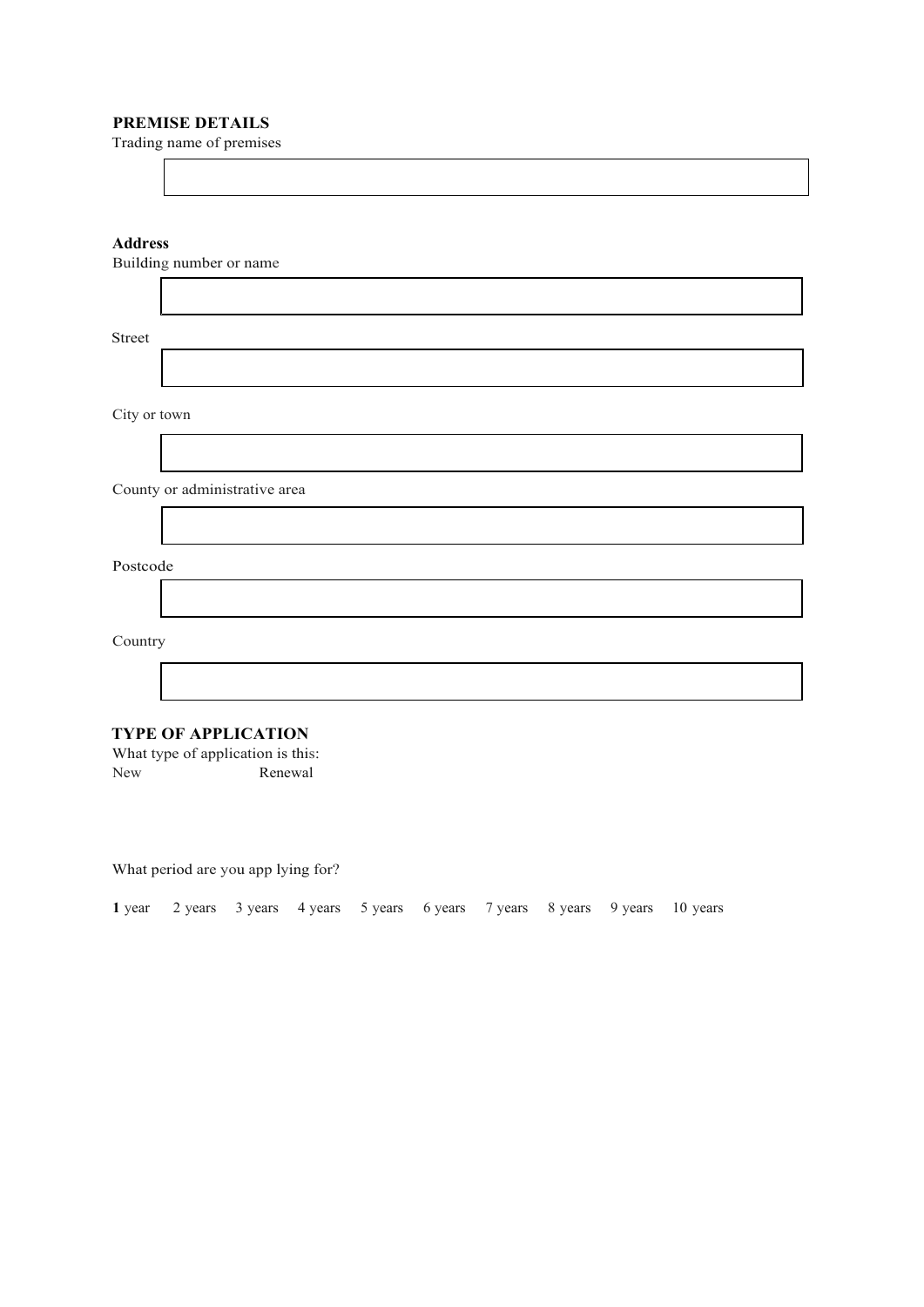**PREMISE DETAILS**

Trading name of premises

**Address**

Building number or name

Street

City or town

County or administrative area

Postcode

Country

**TYPE OF APPLICATION**

What type of application is this:

New Renewal

What period are you app lying for?

**1** year 2 years 3 years 4 years 5 years 6 years 7 years 8 years 9 years 10 years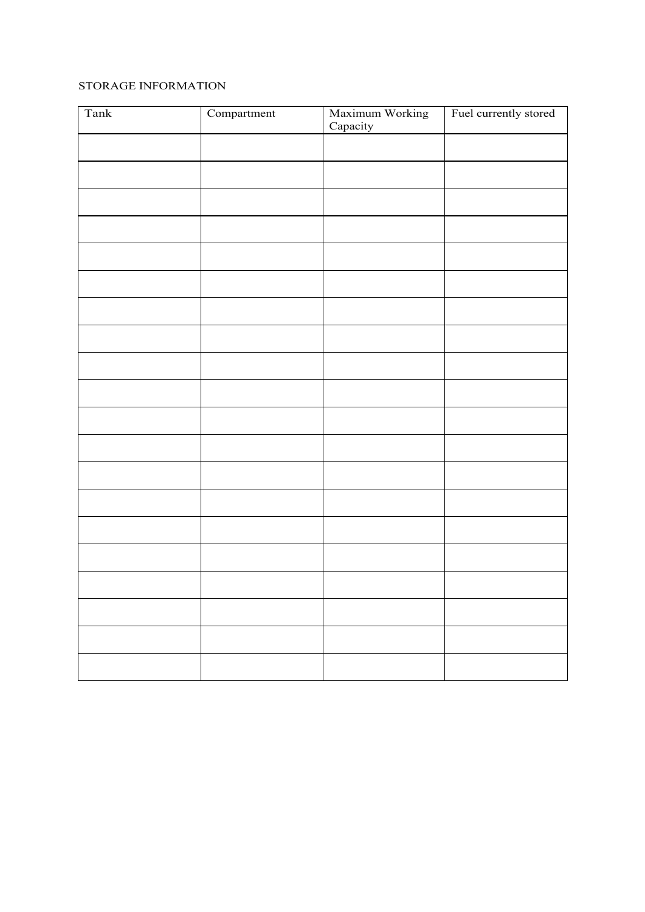STORAGE INFORMATION

| Tank | Compartment | Maximum Working Capacity | Fuel currently stored |
|---|---|---|---|
| | | | |
| | | | |
| | | | |
| | | | |
| | | | |
| | | | |
| | | | |
| | | | |
| | | | |
| | | | |
| | | | |
| | | | |
| | | | |
| | | | |
| | | | |
| | | | |
| | | | |
| | | | |
| | | | |
| | | | |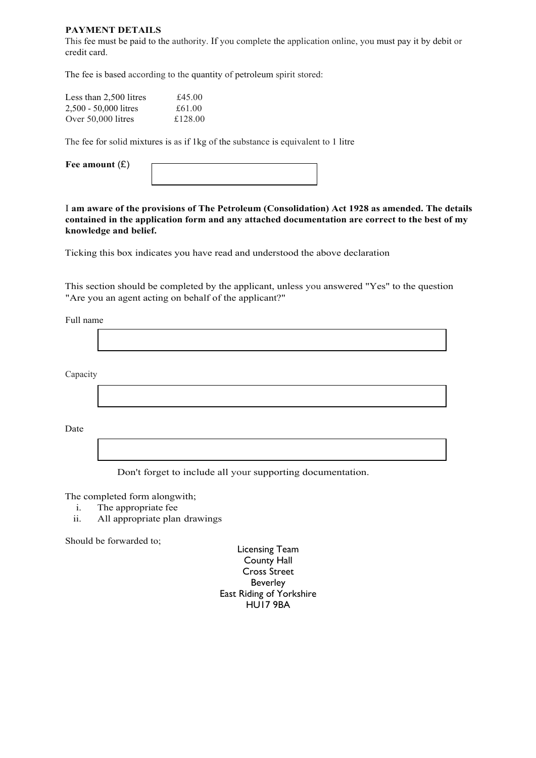## PAYMENT DETAILS

This fee must be paid to the authority. If you complete the application online, you must pay it by debit or credit card.

The fee is based according to the quantity of petroleum spirit stored:

| | |
|---|---|
| Less than 2,500 litres | £45.00 |
| 2,500 - 50,000 litres | £61.00 |
| Over 50,000 litres | £128.00 |

The fee for solid mixtures is as if 1kg of the substance is equivalent to 1 litre

**Fee amount** (£)

I **am aware of the provisions of The Petroleum (Consolidation) Act 1928 as amended. The details contained in the application form and any attached documentation are correct to the best of my knowledge and belief.**

Ticking this box indicates you have read and understood the above declaration

This section should be completed by the applicant, unless you answered "Yes" to the question "Are you an agent acting on behalf of the applicant?"

Full name

Capacity

Date

Don't forget to include all your supporting documentation.

The completed form alongwith;

i. The appropriate fee
ii. All appropriate plan drawings

Should be forwarded to;

Licensing Team
County Hall
Cross Street
Beverley
East Riding of Yorkshire
HU17 9BA